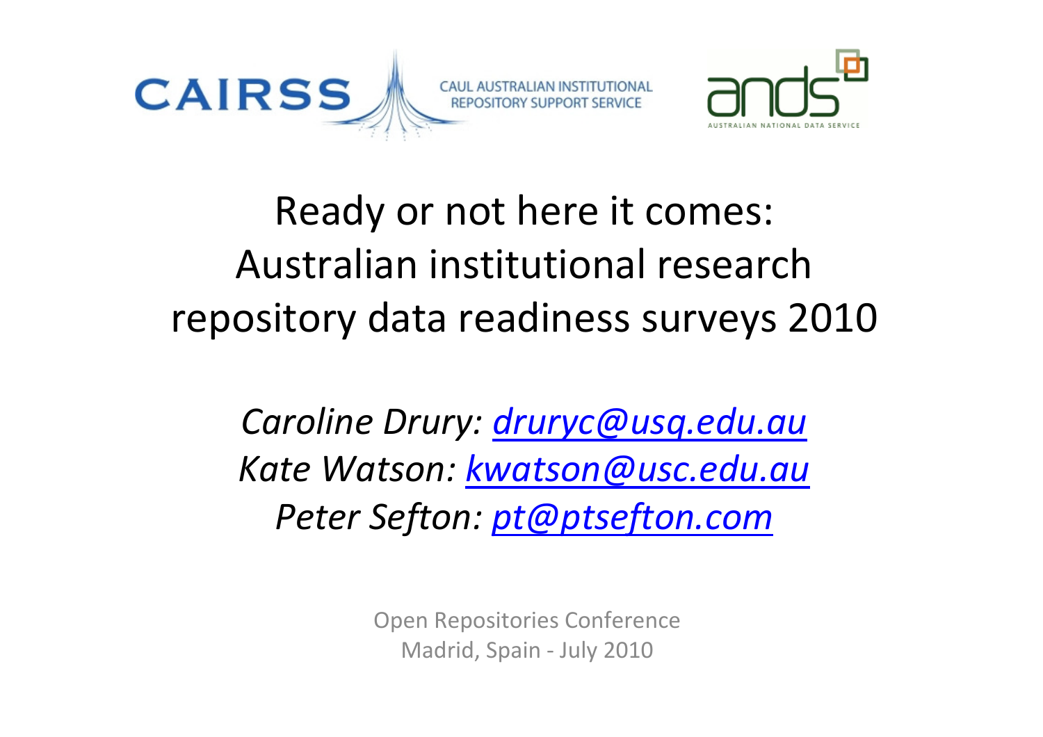CAIRSS — CAUL AUSTRALIAN INSTITUTIONAL REPOSITORY SUPPORT SERVICE

ands — AUSTRALIAN NATIONAL DATA SERVICE

# Ready or not here it comes: Australian institutional research repository data readiness surveys 2010

*Caroline Drury: [druryc@usq.edu.au](mailto:druryc@usq.edu.au)*
*Kate Watson: [kwatson@usc.edu.au](mailto:kwatson@usc.edu.au)*
*Peter Sefton: [pt@ptsefton.com](mailto:pt@ptsefton.com)*

Open Repositories Conference
Madrid, Spain - July 2010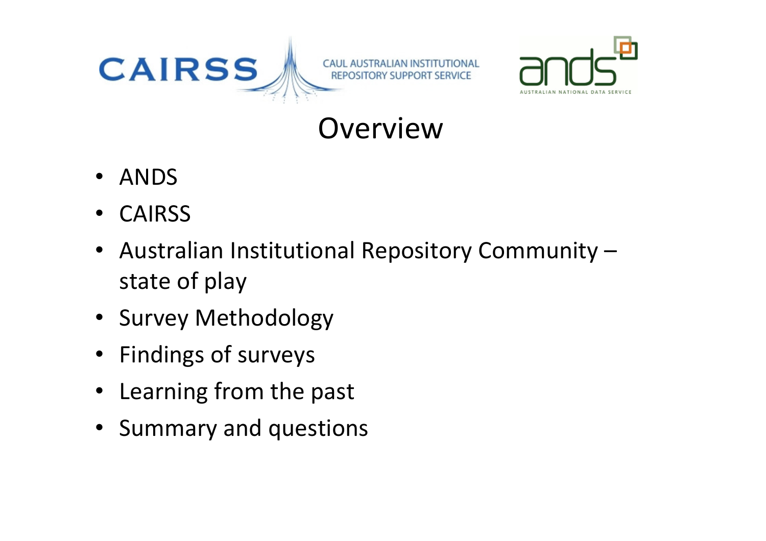CAIRSS CAUL AUSTRALIAN INSTITUTIONAL REPOSITORY SUPPORT SERVICE

ands AUSTRALIAN NATIONAL DATA SERVICE

# Overview

- ANDS
- CAIRSS
- Australian Institutional Repository Community – state of play
- Survey Methodology
- Findings of surveys
- Learning from the past
- Summary and questions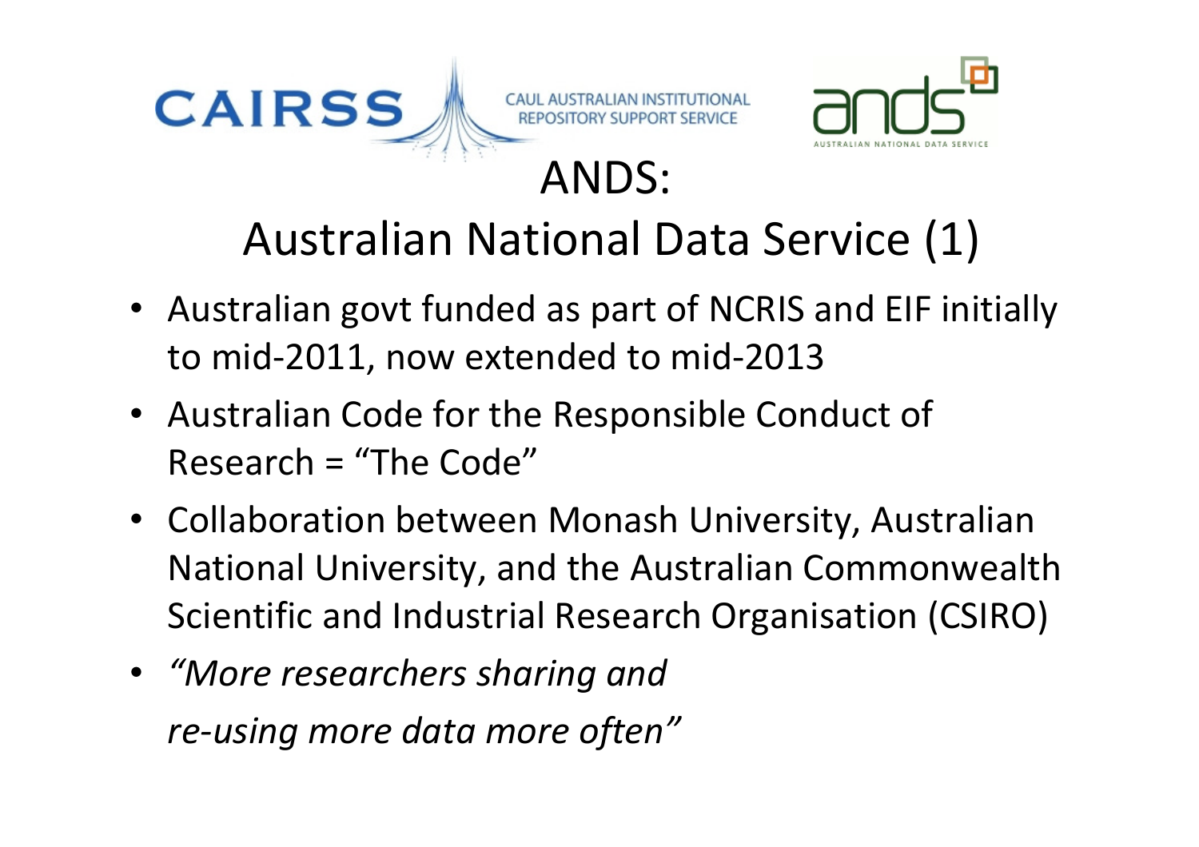# ANDS: Australian National Data Service (1)

- Australian govt funded as part of NCRIS and EIF initially to mid-2011, now extended to mid-2013
- Australian Code for the Responsible Conduct of Research = "The Code"
- Collaboration between Monash University, Australian National University, and the Australian Commonwealth Scientific and Industrial Research Organisation (CSIRO)
- *"More researchers sharing and re-using more data more often"*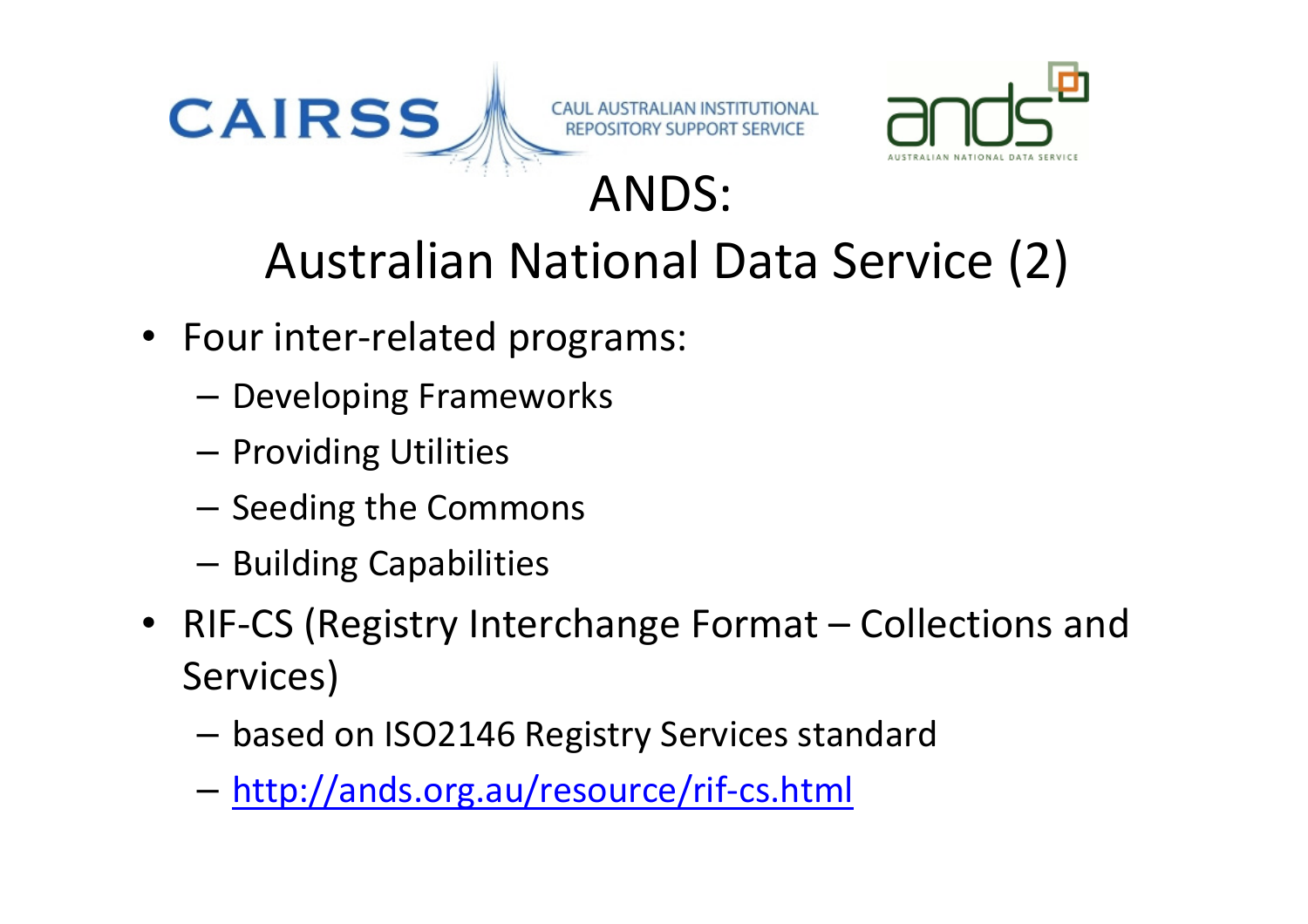# ANDS: Australian National Data Service (2)

- Four inter-related programs:
  - Developing Frameworks
  - Providing Utilities
  - Seeding the Commons
  - Building Capabilities
- RIF-CS (Registry Interchange Format – Collections and Services)
  - based on ISO2146 Registry Services standard
  - http://ands.org.au/resource/rif-cs.html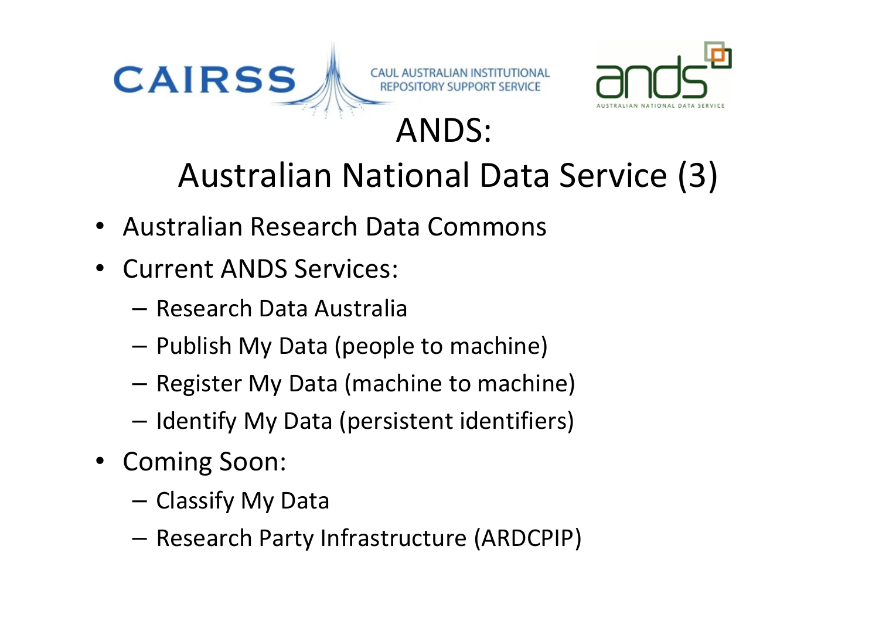# ANDS:

# Australian National Data Service (3)

- Australian Research Data Commons
- Current ANDS Services:
  - Research Data Australia
  - Publish My Data (people to machine)
  - Register My Data (machine to machine)
  - Identify My Data (persistent identifiers)
- Coming Soon:
  - Classify My Data
  - Research Party Infrastructure (ARDCPIP)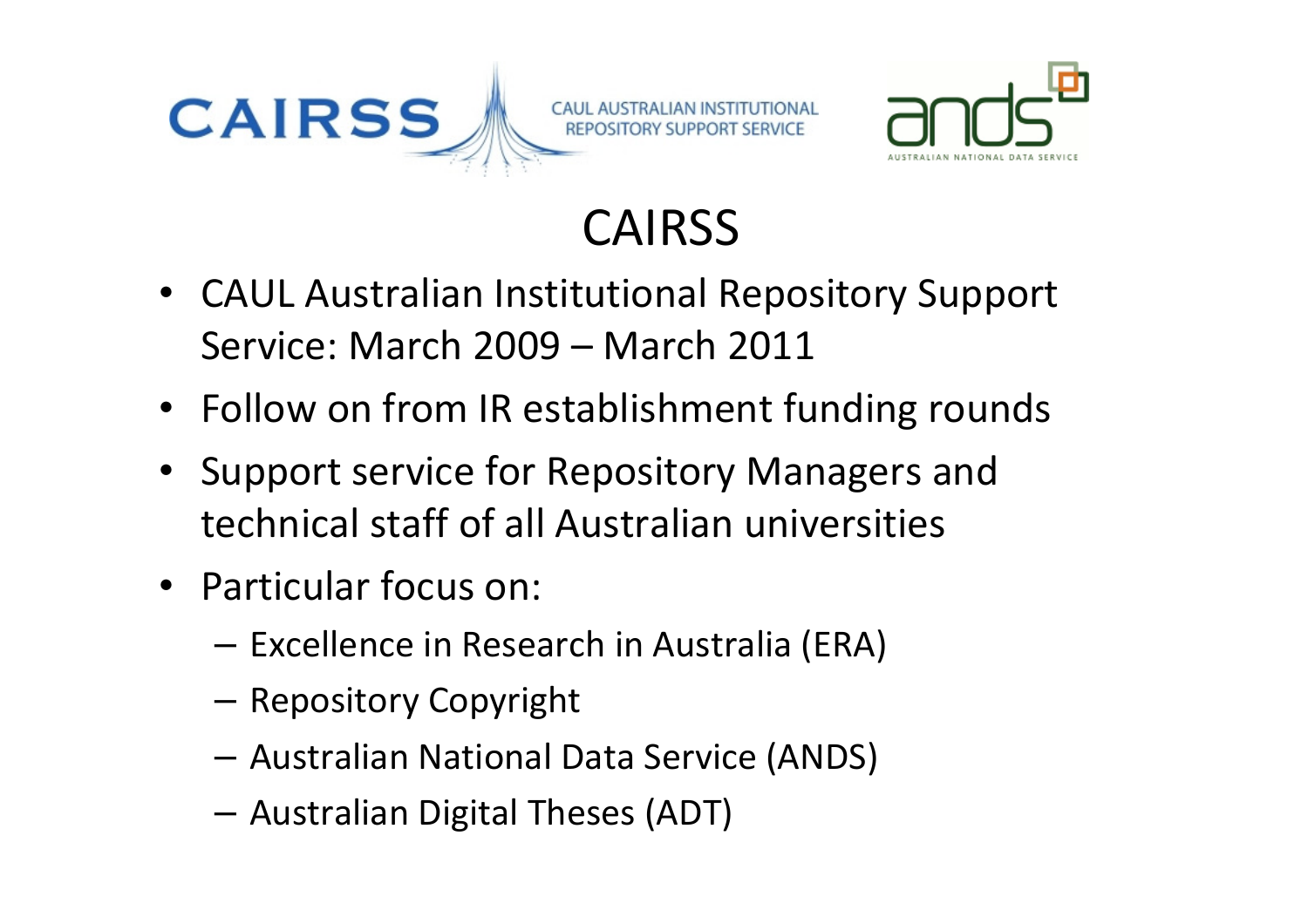# CAIRSS

- CAUL Australian Institutional Repository Support Service: March 2009 – March 2011
- Follow on from IR establishment funding rounds
- Support service for Repository Managers and technical staff of all Australian universities
- Particular focus on:
  - Excellence in Research in Australia (ERA)
  - Repository Copyright
  - Australian National Data Service (ANDS)
  - Australian Digital Theses (ADT)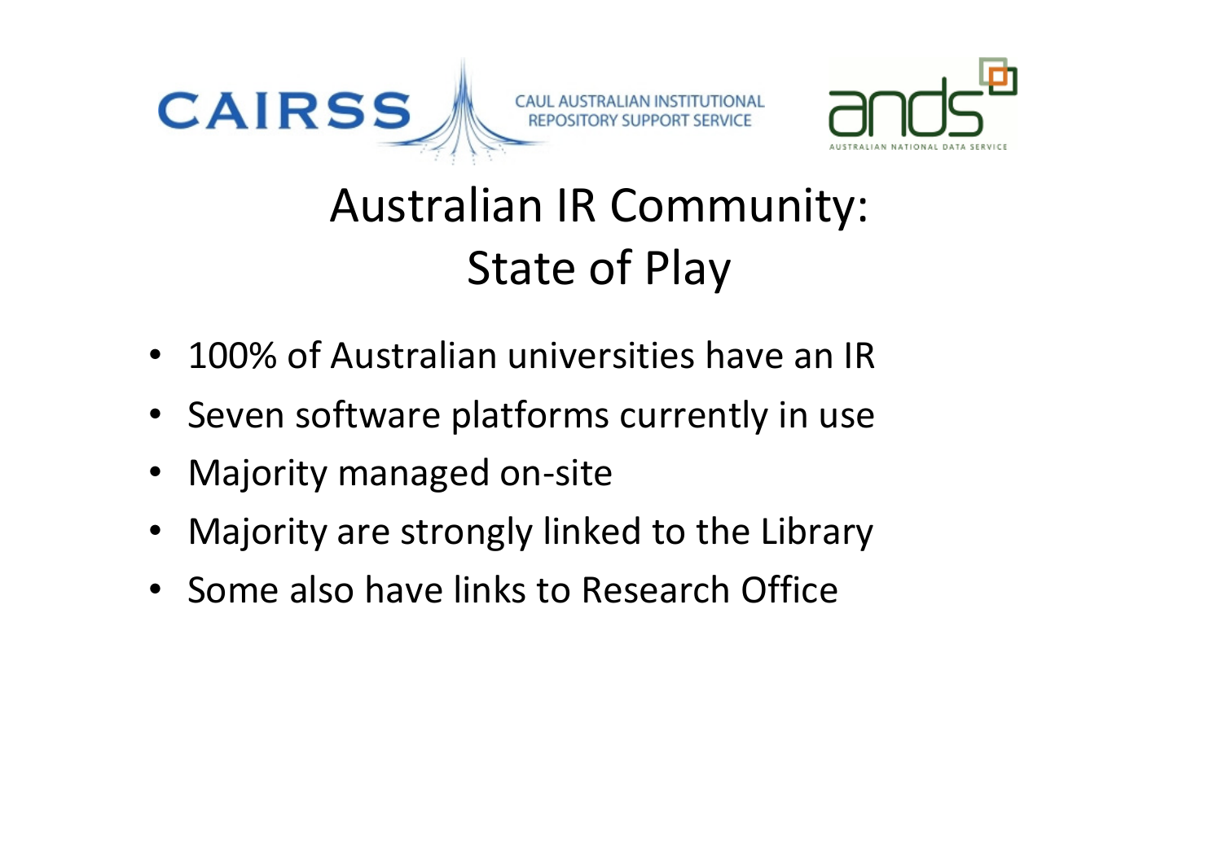CAIRSS — CAUL AUSTRALIAN INSTITUTIONAL REPOSITORY SUPPORT SERVICE

ands — AUSTRALIAN NATIONAL DATA SERVICE

# Australian IR Community: State of Play

- 100% of Australian universities have an IR
- Seven software platforms currently in use
- Majority managed on-site
- Majority are strongly linked to the Library
- Some also have links to Research Office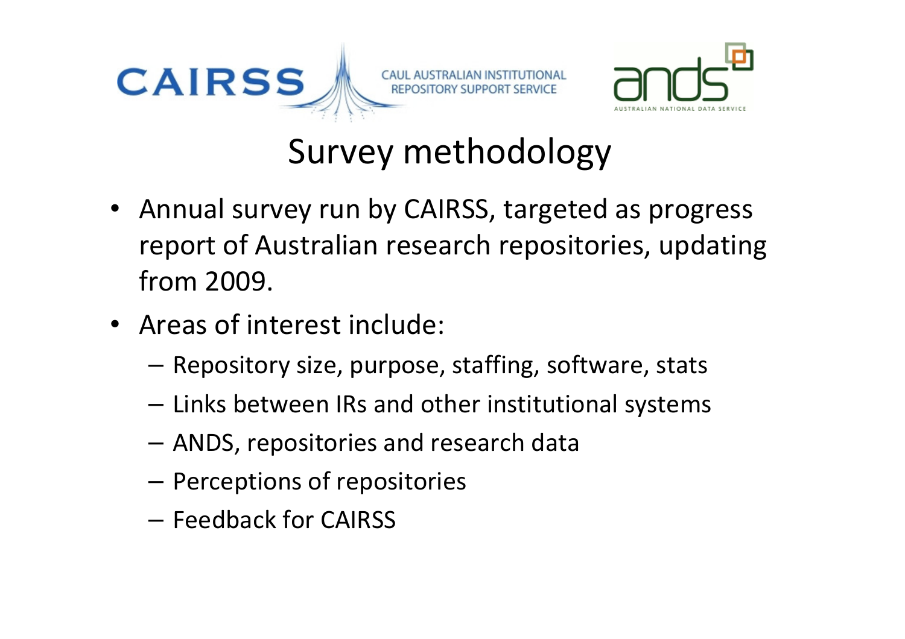# Survey methodology

- Annual survey run by CAIRSS, targeted as progress report of Australian research repositories, updating from 2009.
- Areas of interest include:
  - Repository size, purpose, staffing, software, stats
  - Links between IRs and other institutional systems
  - ANDS, repositories and research data
  - Perceptions of repositories
  - Feedback for CAIRSS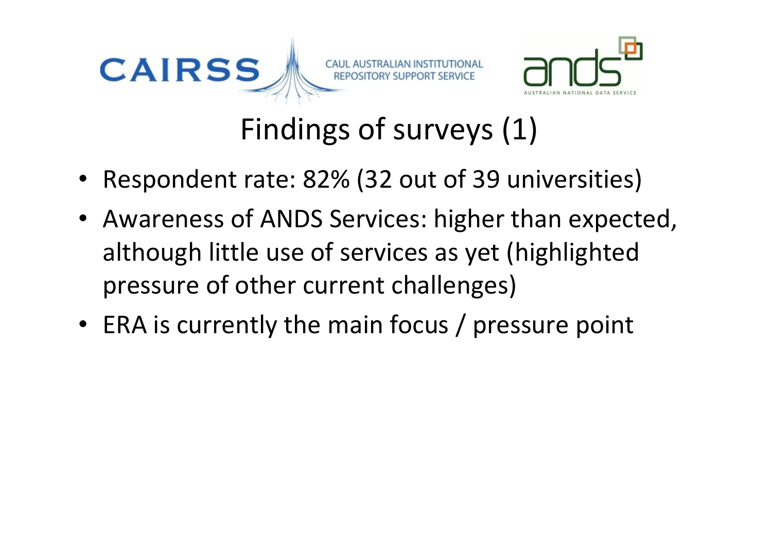CAIRSS CAUL AUSTRALIAN INSTITUTIONAL REPOSITORY SUPPORT SERVICE

ands AUSTRALIAN NATIONAL DATA SERVICE

# Findings of surveys (1)

- Respondent rate: 82% (32 out of 39 universities)
- Awareness of ANDS Services: higher than expected, although little use of services as yet (highlighted pressure of other current challenges)
- ERA is currently the main focus / pressure point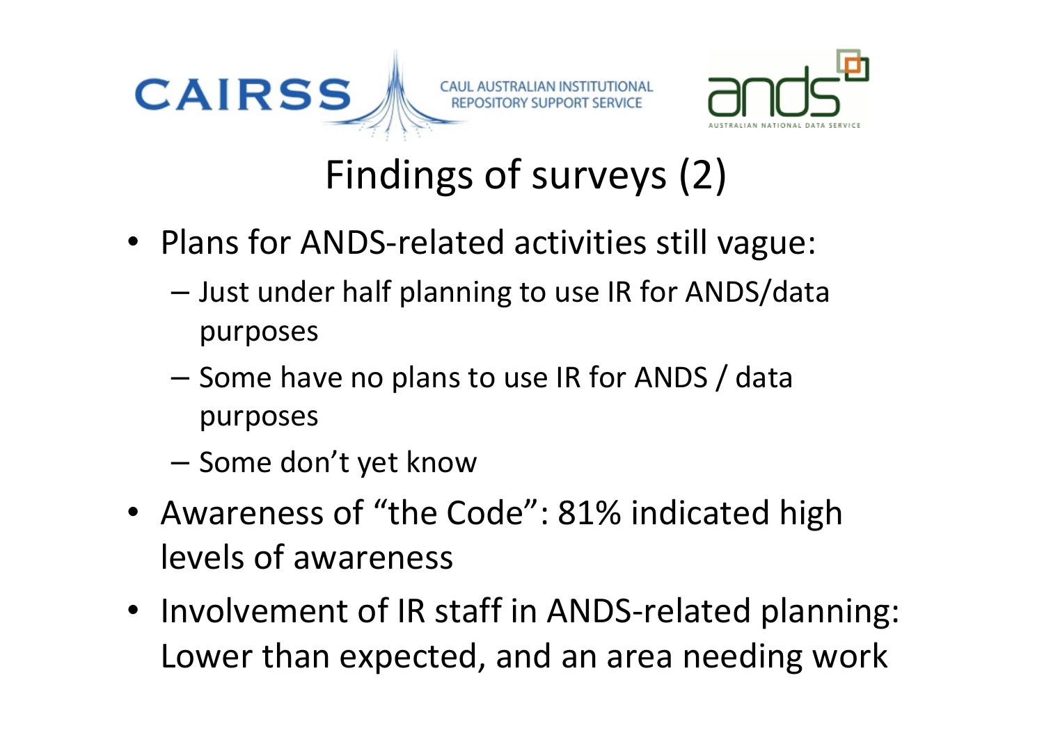# Findings of surveys (2)

- Plans for ANDS-related activities still vague:
  - Just under half planning to use IR for ANDS/data purposes
  - Some have no plans to use IR for ANDS / data purposes
  - Some don't yet know
- Awareness of "the Code": 81% indicated high levels of awareness
- Involvement of IR staff in ANDS-related planning: Lower than expected, and an area needing work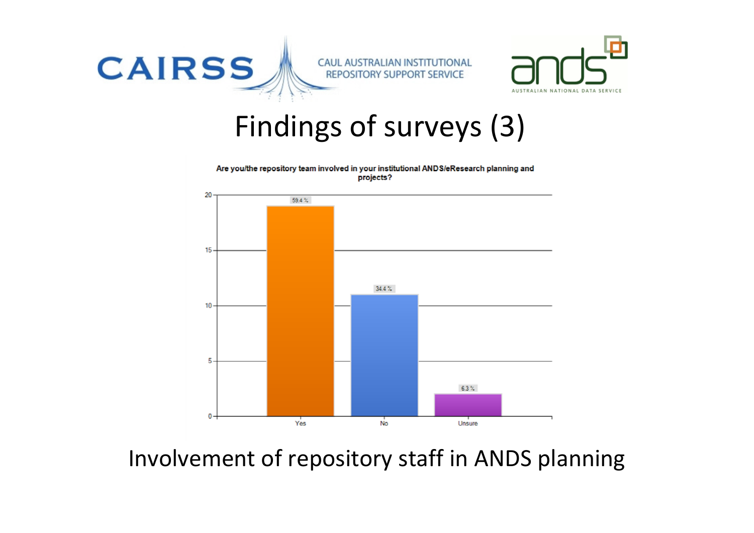CAIRSS — CAUL AUSTRALIAN INSTITUTIONAL REPOSITORY SUPPORT SERVICE

ands — AUSTRALIAN NATIONAL DATA SERVICE

# Findings of surveys (3)

**Are you/the repository team involved in your institutional ANDS/eResearch planning and projects?**

| Response | Percentage |
| --- | --- |
| Yes | 59.4 % |
| No | 34.4 % |
| Unsure | 6.3 % |

Involvement of repository staff in ANDS planning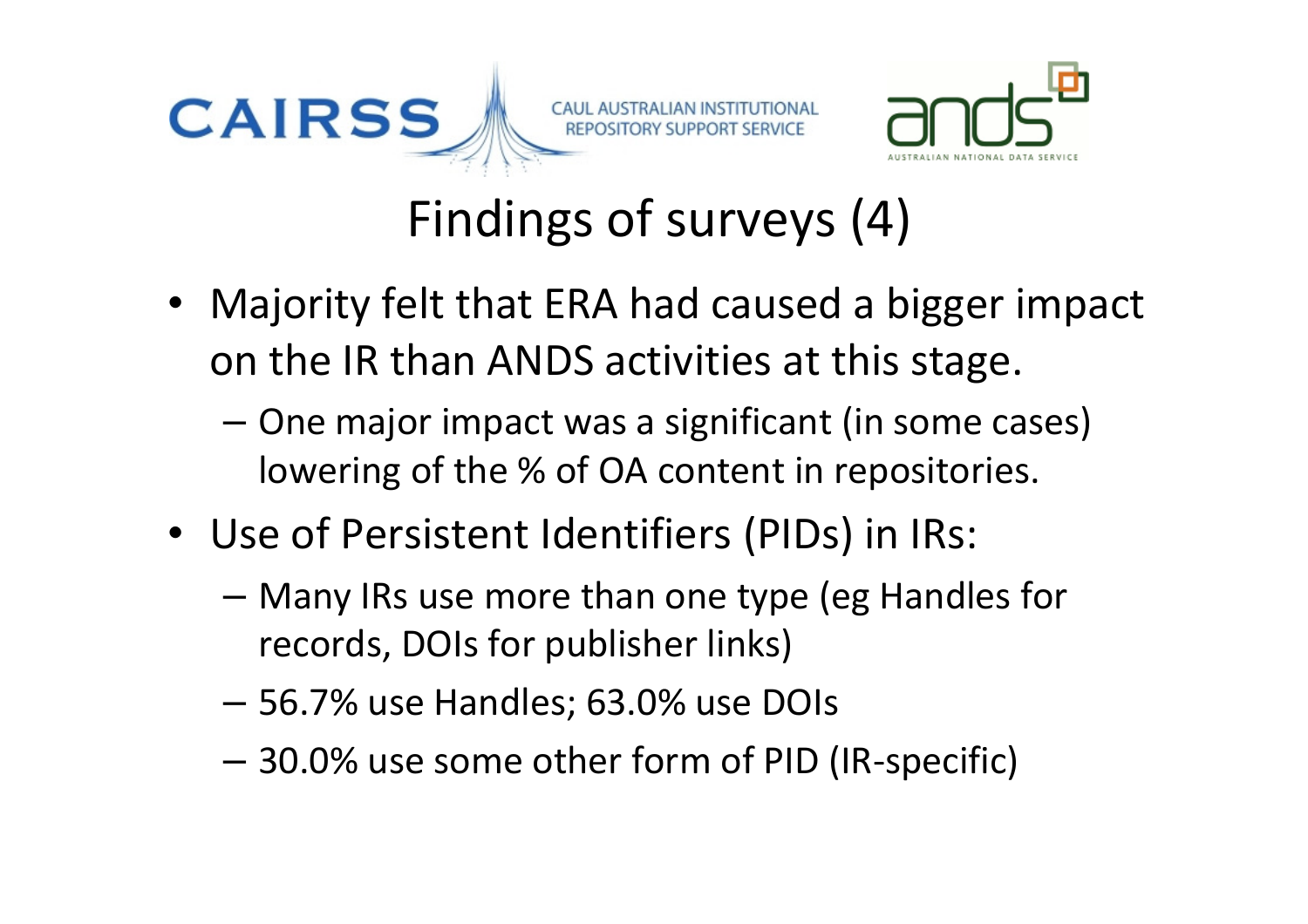# Findings of surveys (4)

- Majority felt that ERA had caused a bigger impact on the IR than ANDS activities at this stage.
  - One major impact was a significant (in some cases) lowering of the % of OA content in repositories.
- Use of Persistent Identifiers (PIDs) in IRs:
  - Many IRs use more than one type (eg Handles for records, DOIs for publisher links)
  - 56.7% use Handles; 63.0% use DOIs
  - 30.0% use some other form of PID (IR-specific)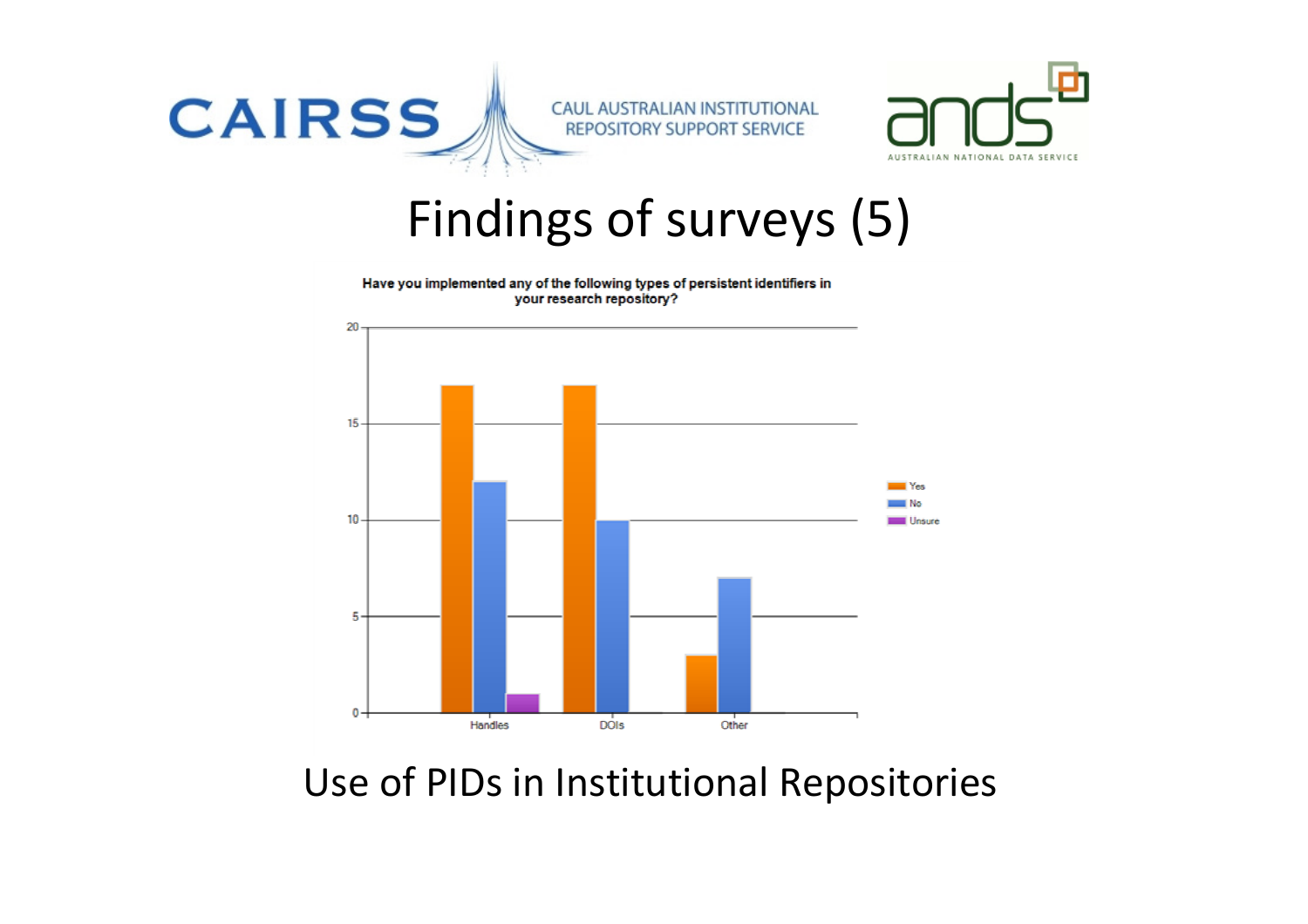CAIRSS — CAUL AUSTRALIAN INSTITUTIONAL REPOSITORY SUPPORT SERVICE

ands — AUSTRALIAN NATIONAL DATA SERVICE

# Findings of surveys (5)

**Have you implemented any of the following types of persistent identifiers in your research repository?**

| | Yes | No | Unsure |
|---|---|---|---|
| Handles | 17 | 12 | 1 |
| DOIs | 17 | 10 | 0 |
| Other | 3 | 7 | 0 |

Use of PIDs in Institutional Repositories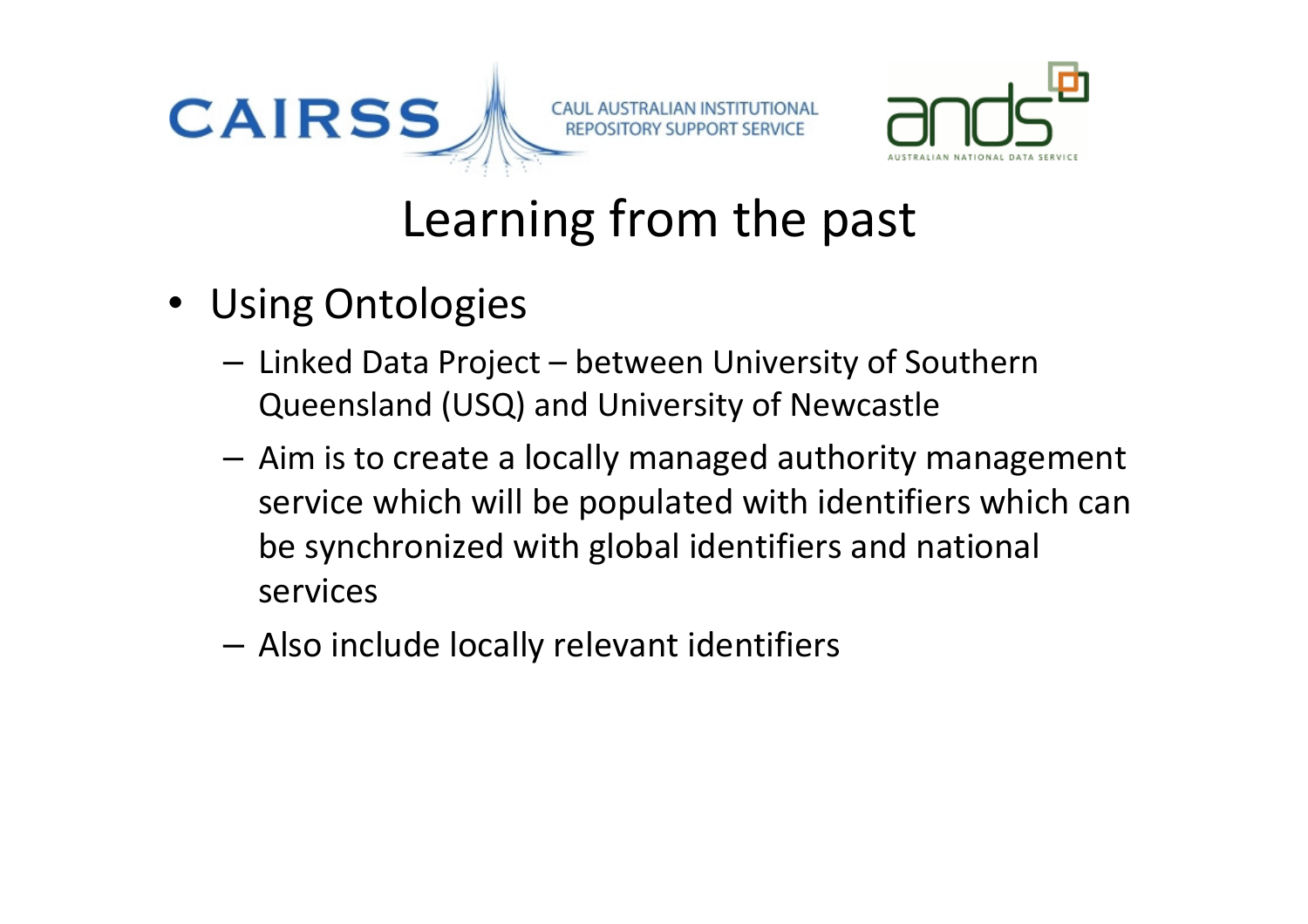# Learning from the past

- Using Ontologies
  - Linked Data Project – between University of Southern Queensland (USQ) and University of Newcastle
  - Aim is to create a locally managed authority management service which will be populated with identifiers which can be synchronized with global identifiers and national services
  - Also include locally relevant identifiers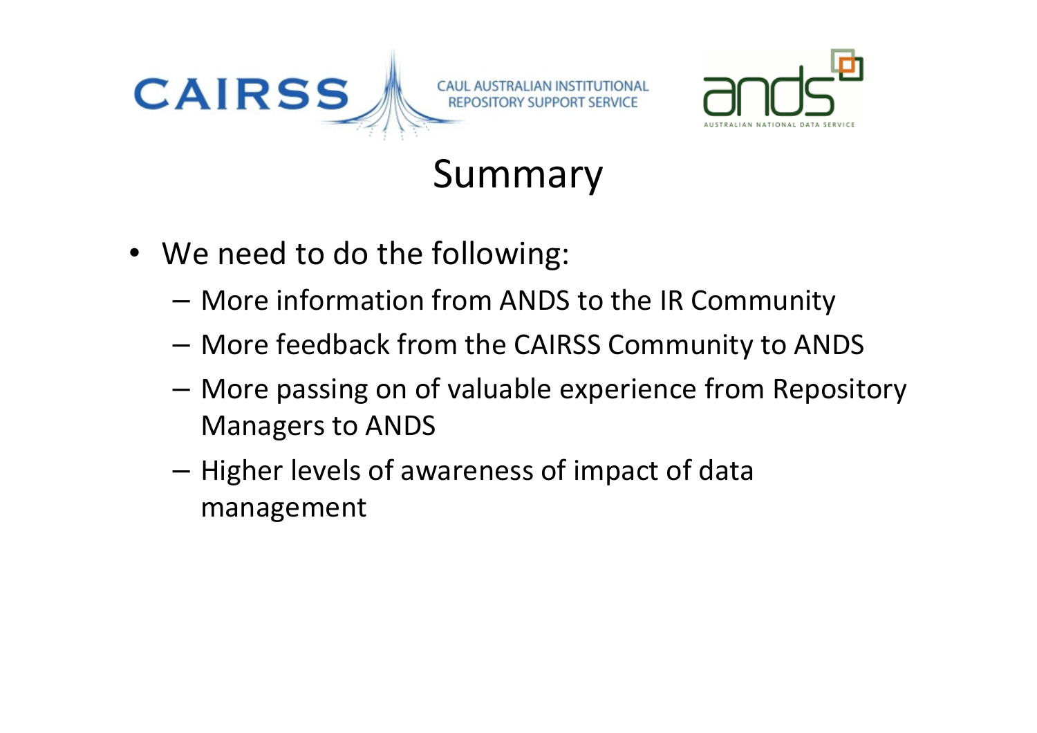# Summary

- We need to do the following:
  - More information from ANDS to the IR Community
  - More feedback from the CAIRSS Community to ANDS
  - More passing on of valuable experience from Repository Managers to ANDS
  - Higher levels of awareness of impact of data management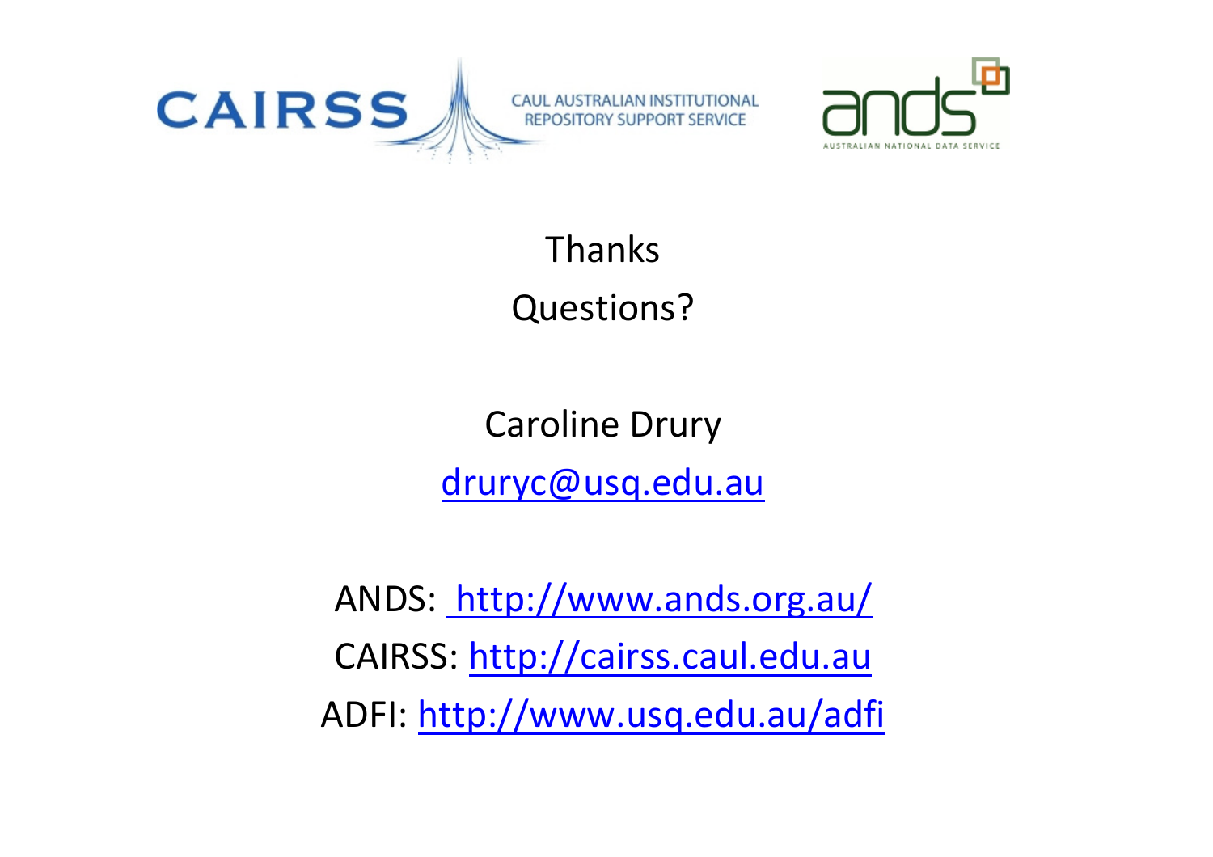CAIRSS CAUL AUSTRALIAN INSTITUTIONAL REPOSITORY SUPPORT SERVICE

ands AUSTRALIAN NATIONAL DATA SERVICE

Thanks

Questions?

Caroline Drury

drury c@usq.edu.au

ANDS: http://www.ands.org.au/

CAIRSS: http://cairss.caul.edu.au

ADFI: http://www.usq.edu.au/adfi